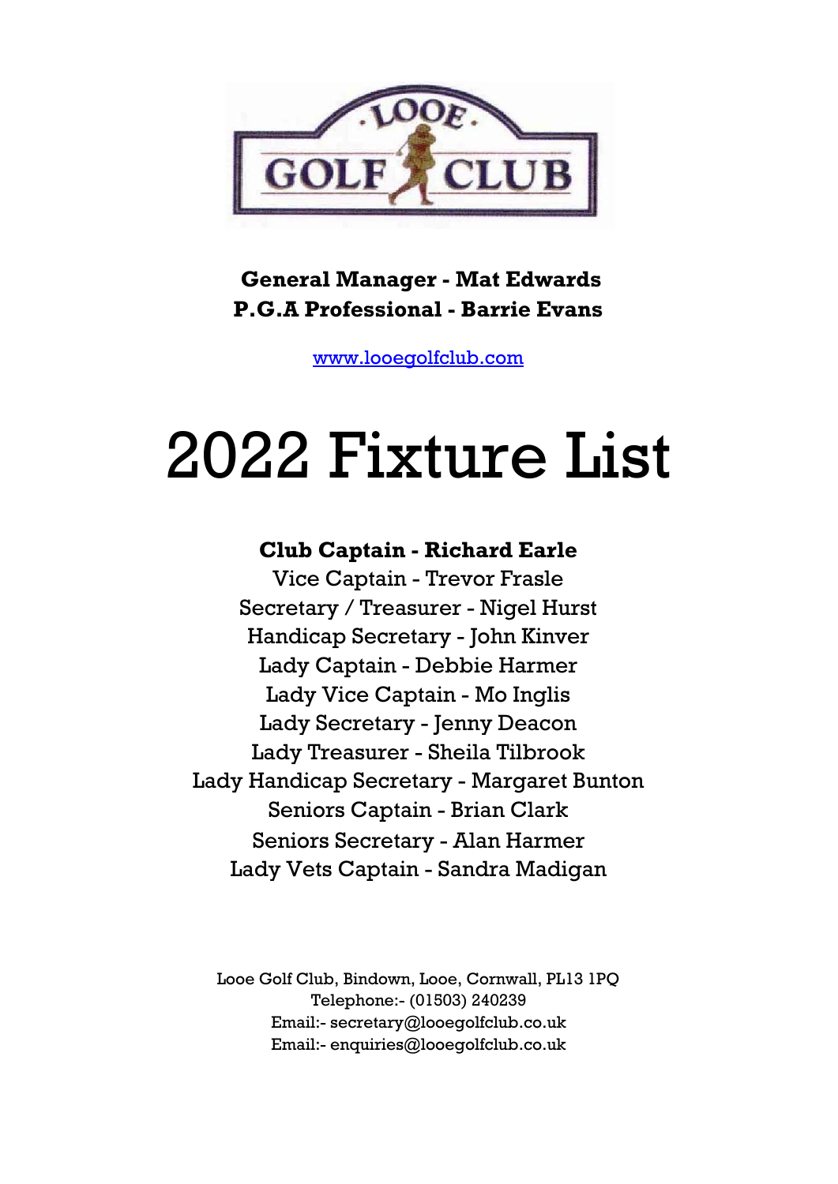**General Manager - Mat Edwards**
**P.G.A Professional - Barrie Evans**

[www.looegolfclub.com](http://www.looegolfclub.com)

# 2022 Fixture List

**Club Captain - Richard Earle**
Vice Captain - Trevor Frasle
Secretary / Treasurer - Nigel Hurst
Handicap Secretary - John Kinver
Lady Captain - Debbie Harmer
Lady Vice Captain - Mo Inglis
Lady Secretary - Jenny Deacon
Lady Treasurer - Sheila Tilbrook
Lady Handicap Secretary - Margaret Bunton
Seniors Captain - Brian Clark
Seniors Secretary - Alan Harmer
Lady Vets Captain - Sandra Madigan

Looe Golf Club, Bindown, Looe, Cornwall, PL13 1PQ
Telephone:- (01503) 240239
Email:- secretary@looegolfclub.co.uk
Email:- enquiries@looegolfclub.co.uk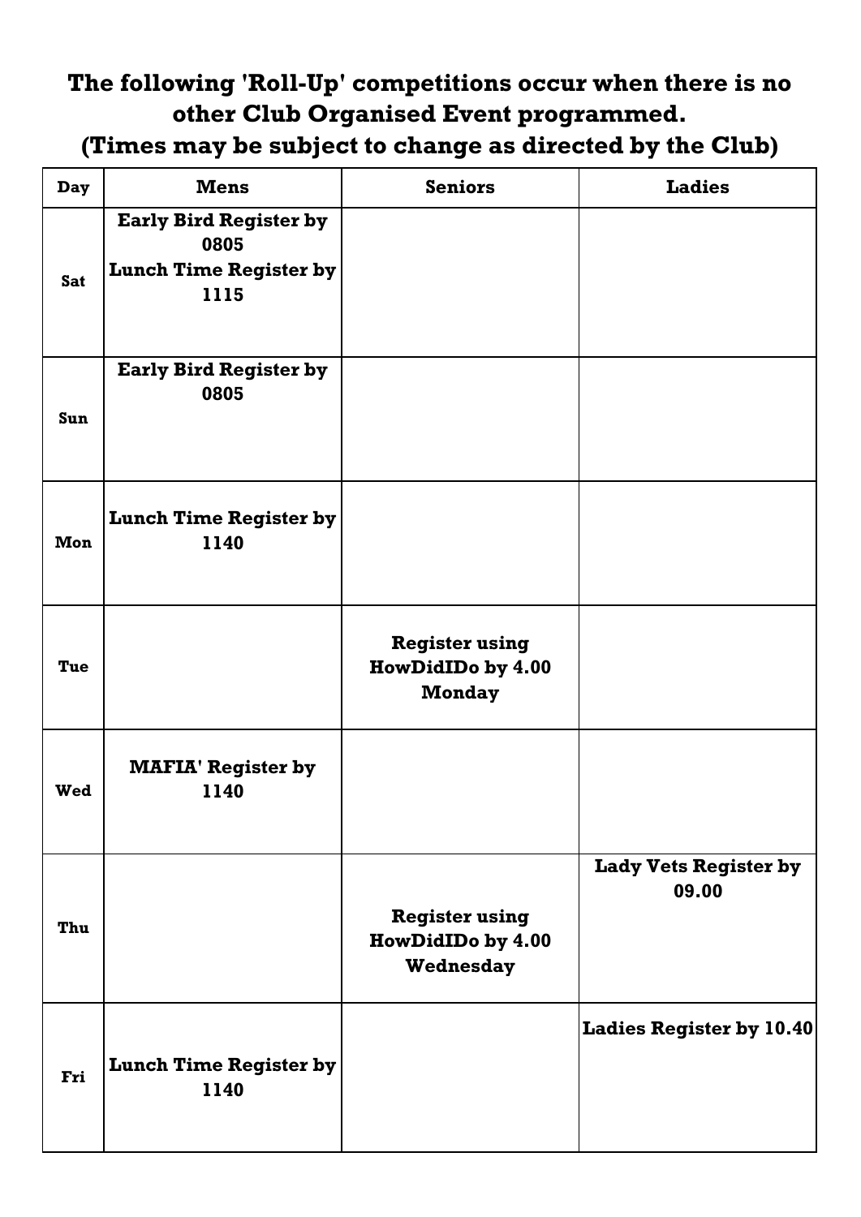**The following 'Roll-Up' competitions occur when there is no other Club Organised Event programmed.**
**(Times may be subject to change as directed by the Club)**

| Day | Mens | Seniors | Ladies |
| --- | --- | --- | --- |
| Sat | Early Bird Register by 0805<br>Lunch Time Register by 1115 | | |
| Sun | Early Bird Register by 0805 | | |
| Mon | Lunch Time Register by 1140 | | |
| Tue | | Register using HowDidIDo by 4.00 Monday | |
| Wed | MAFIA' Register by 1140 | | |
| Thu | | Register using HowDidIDo by 4.00 Wednesday | Lady Vets Register by 09.00 |
| Fri | Lunch Time Register by 1140 | | Ladies Register by 10.40 |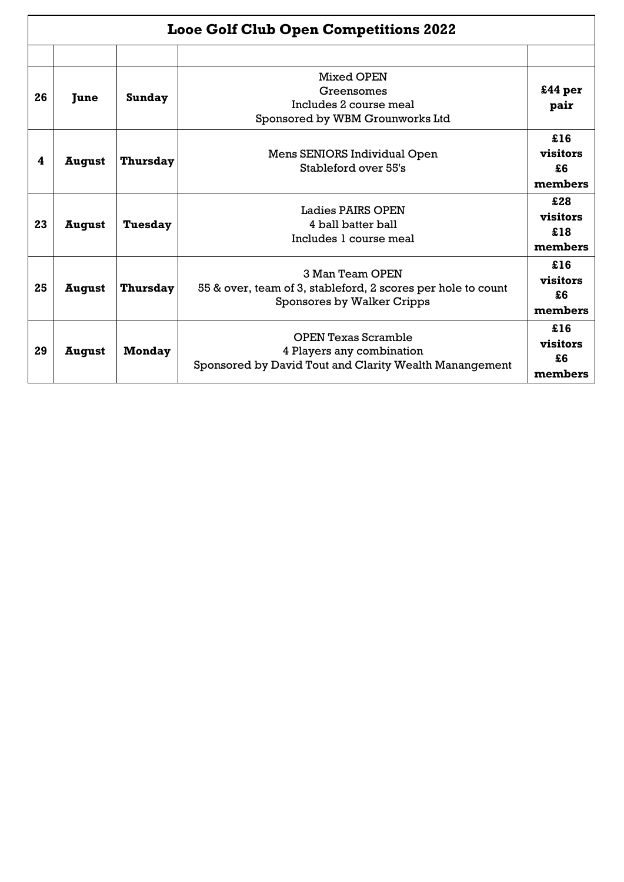# Looe Golf Club Open Competitions 2022

| | | | | |
|---|---|---|---|---|
| **26** | **June** | **Sunday** | Mixed OPEN<br>Greensomes<br>Includes 2 course meal<br>Sponsored by WBM Grounworks Ltd | **£44 per pair** |
| **4** | **August** | **Thursday** | Mens SENIORS Individual Open<br>Stableford over 55's | **£16 visitors £6 members** |
| **23** | **August** | **Tuesday** | Ladies PAIRS OPEN<br>4 ball batter ball<br>Includes 1 course meal | **£28 visitors £18 members** |
| **25** | **August** | **Thursday** | 3 Man Team OPEN<br>55 & over, team of 3, stableford, 2 scores per hole to count<br>Sponsores by Walker Cripps | **£16 visitors £6 members** |
| **29** | **August** | **Monday** | OPEN Texas Scramble<br>4 Players any combination<br>Sponsored by David Tout and Clarity Wealth Manangement | **£16 visitors £6 members** |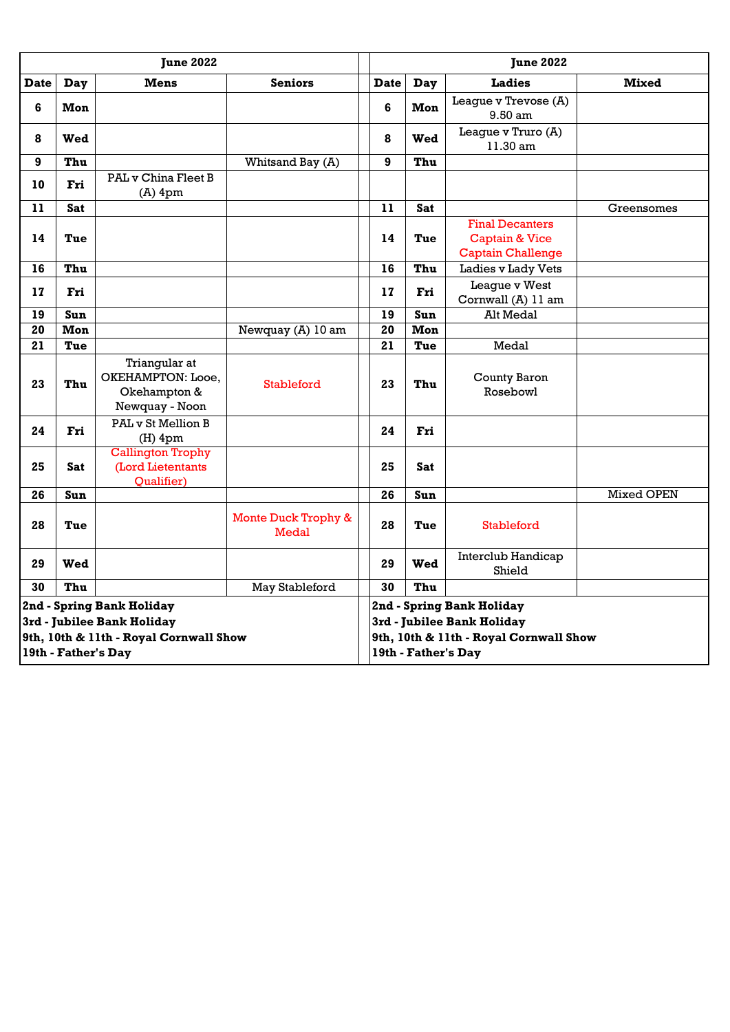| June 2022 | | | | June 2022 | | | |
|---|---|---|---|---|---|---|---|
| **Date** | **Day** | **Mens** | **Seniors** | **Date** | **Day** | **Ladies** | **Mixed** |
| **6** | **Mon** | | | **6** | **Mon** | League v Trevose (A) 9.50 am | |
| **8** | **Wed** | | | **8** | **Wed** | League v Truro (A) 11.30 am | |
| **9** | **Thu** | | Whitsand Bay (A) | **9** | **Thu** | | |
| **10** | **Fri** | PAL v China Fleet B (A) 4pm | | | | | |
| **11** | **Sat** | | | **11** | **Sat** | | Greensomes |
| **14** | **Tue** | | | **14** | **Tue** | Final Decanters Captain & Vice Captain Challenge | |
| **16** | **Thu** | | | **16** | **Thu** | Ladies v Lady Vets | |
| **17** | **Fri** | | | **17** | **Fri** | League v West Cornwall (A) 11 am | |
| **19** | **Sun** | | | **19** | **Sun** | Alt Medal | |
| **20** | **Mon** | | Newquay (A) 10 am | **20** | **Mon** | | |
| **21** | **Tue** | | | **21** | **Tue** | Medal | |
| **23** | **Thu** | Triangular at OKEHAMPTON: Looe, Okehampton & Newquay - Noon | Stableford | **23** | **Thu** | County Baron Rosebowl | |
| **24** | **Fri** | PAL v St Mellion B (H) 4pm | | **24** | **Fri** | | |
| **25** | **Sat** | Callington Trophy (Lord Lietentants Qualifier) | | **25** | **Sat** | | |
| **26** | **Sun** | | | **26** | **Sun** | | Mixed OPEN |
| **28** | **Tue** | | Monte Duck Trophy & Medal | **28** | **Tue** | Stableford | |
| **29** | **Wed** | | | **29** | **Wed** | Interclub Handicap Shield | |
| **30** | **Thu** | | May Stableford | **30** | **Thu** | | |

**2nd - Spring Bank Holiday**
**3rd - Jubilee Bank Holiday**
**9th, 10th & 11th - Royal Cornwall Show**
**19th - Father's Day**

**2nd - Spring Bank Holiday**
**3rd - Jubilee Bank Holiday**
**9th, 10th & 11th - Royal Cornwall Show**
**19th - Father's Day**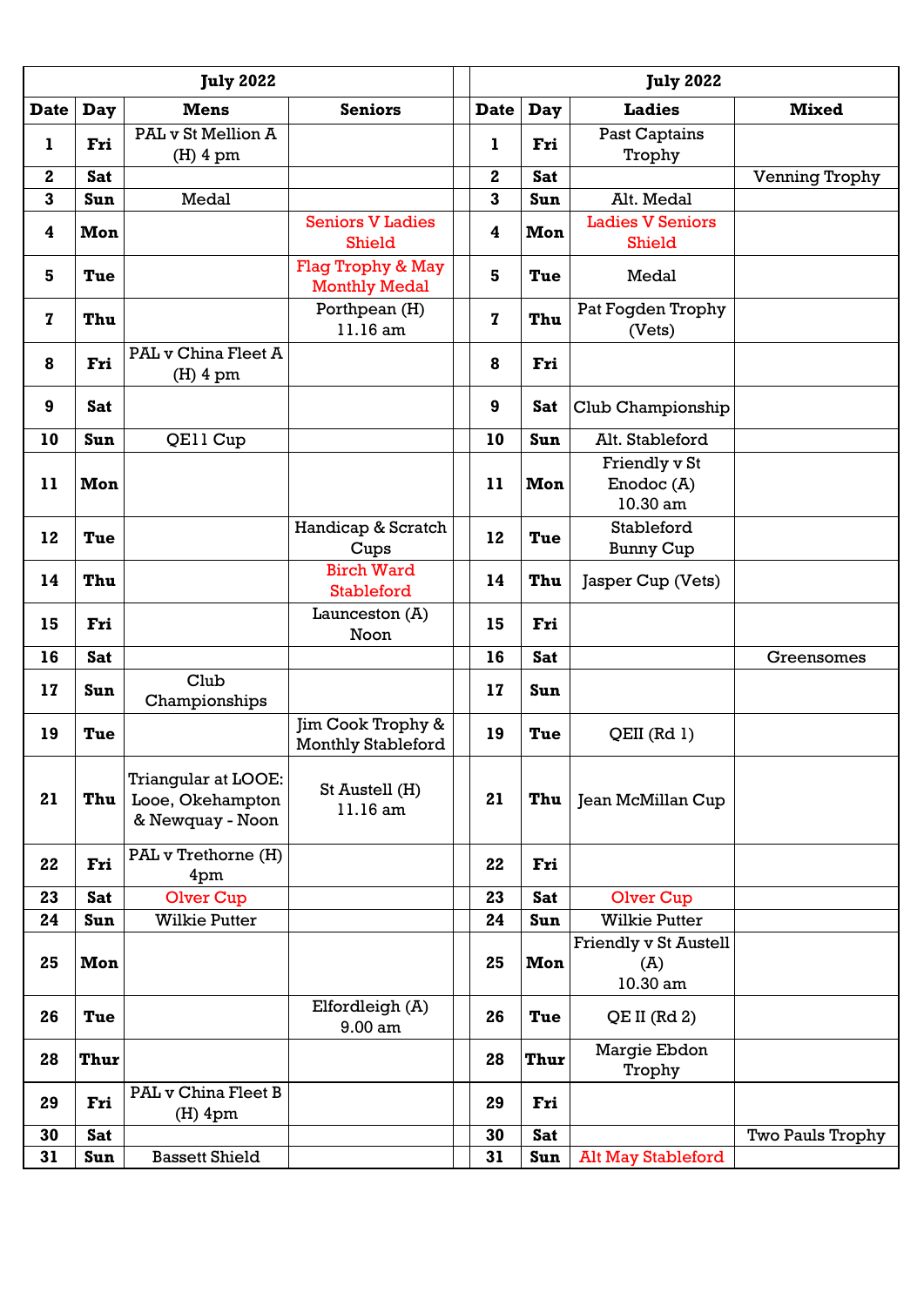| July 2022 | | | | | July 2022 | | | |
|---|---|---|---|---|---|---|---|---|
| **Date** | **Day** | **Mens** | **Seniors** | | **Date** | **Day** | **Ladies** | **Mixed** |
| **1** | **Fri** | PAL v St Mellion A (H) 4 pm | | | **1** | **Fri** | Past Captains Trophy | |
| **2** | **Sat** | | | | **2** | **Sat** | | Venning Trophy |
| **3** | **Sun** | Medal | | | **3** | **Sun** | Alt. Medal | |
| **4** | **Mon** | | Seniors V Ladies Shield | | **4** | **Mon** | Ladies V Seniors Shield | |
| **5** | **Tue** | | Flag Trophy & May Monthly Medal | | **5** | **Tue** | Medal | |
| **7** | **Thu** | | Porthpean (H) 11.16 am | | **7** | **Thu** | Pat Fogden Trophy (Vets) | |
| **8** | **Fri** | PAL v China Fleet A (H) 4 pm | | | **8** | **Fri** | | |
| **9** | **Sat** | | | | **9** | **Sat** | Club Championship | |
| **10** | **Sun** | QE11 Cup | | | **10** | **Sun** | Alt. Stableford | |
| **11** | **Mon** | | | | **11** | **Mon** | Friendly v St Enodoc (A) 10.30 am | |
| **12** | **Tue** | | Handicap & Scratch Cups | | **12** | **Tue** | Stableford Bunny Cup | |
| **14** | **Thu** | | Birch Ward Stableford | | **14** | **Thu** | Jasper Cup (Vets) | |
| **15** | **Fri** | | Launceston (A) Noon | | **15** | **Fri** | | |
| **16** | **Sat** | | | | **16** | **Sat** | | Greensomes |
| **17** | **Sun** | Club Championships | | | **17** | **Sun** | | |
| **19** | **Tue** | | Jim Cook Trophy & Monthly Stableford | | **19** | **Tue** | QEII (Rd 1) | |
| **21** | **Thu** | Triangular at LOOE: Looe, Okehampton & Newquay - Noon | St Austell (H) 11.16 am | | **21** | **Thu** | Jean McMillan Cup | |
| **22** | **Fri** | PAL v Trethorne (H) 4pm | | | **22** | **Fri** | | |
| **23** | **Sat** | Olver Cup | | | **23** | **Sat** | Olver Cup | |
| **24** | **Sun** | Wilkie Putter | | | **24** | **Sun** | Wilkie Putter | |
| **25** | **Mon** | | | | **25** | **Mon** | Friendly v St Austell (A) 10.30 am | |
| **26** | **Tue** | | Elfordleigh (A) 9.00 am | | **26** | **Tue** | QE II (Rd 2) | |
| **28** | **Thur** | | | | **28** | **Thur** | Margie Ebdon Trophy | |
| **29** | **Fri** | PAL v China Fleet B (H) 4pm | | | **29** | **Fri** | | |
| **30** | **Sat** | | | | **30** | **Sat** | | Two Pauls Trophy |
| **31** | **Sun** | Bassett Shield | | | **31** | **Sun** | Alt May Stableford | |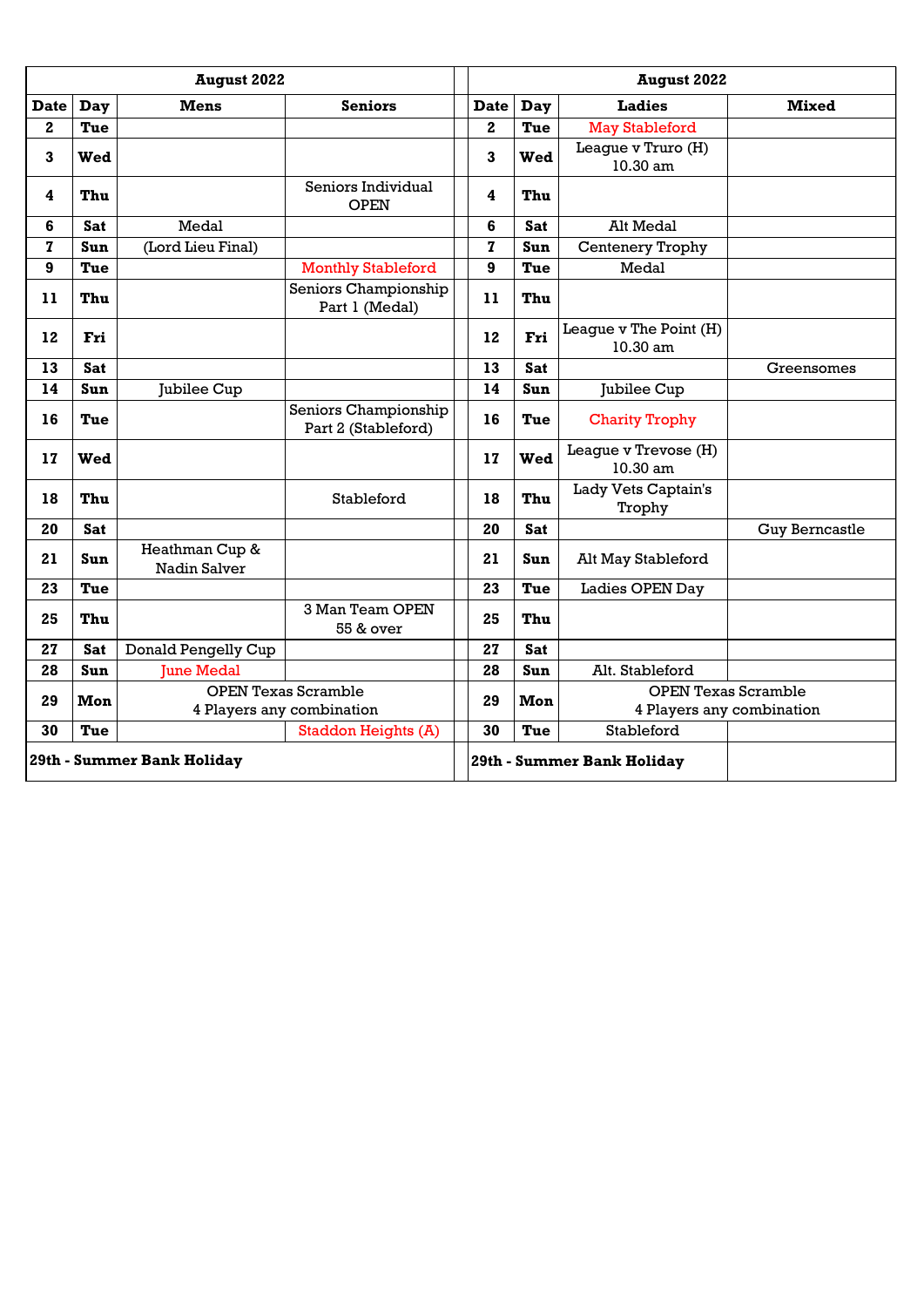| August 2022 | | | | | August 2022 | | | |
|---|---|---|---|---|---|---|---|---|
| **Date** | **Day** | **Mens** | **Seniors** | | **Date** | **Day** | **Ladies** | **Mixed** |
| **2** | **Tue** | | | | **2** | **Tue** | May Stableford | |
| **3** | **Wed** | | | | **3** | **Wed** | League v Truro (H) 10.30 am | |
| **4** | **Thu** | | Seniors Individual OPEN | | **4** | **Thu** | | |
| **6** | **Sat** | Medal | | | **6** | **Sat** | Alt Medal | |
| **7** | **Sun** | (Lord Lieu Final) | | | **7** | **Sun** | Centenery Trophy | |
| **9** | **Tue** | | Monthly Stableford | | **9** | **Tue** | Medal | |
| **11** | **Thu** | | Seniors Championship Part 1 (Medal) | | **11** | **Thu** | | |
| **12** | **Fri** | | | | **12** | **Fri** | League v The Point (H) 10.30 am | |
| **13** | **Sat** | | | | **13** | **Sat** | | Greensomes |
| **14** | **Sun** | Jubilee Cup | | | **14** | **Sun** | Jubilee Cup | |
| **16** | **Tue** | | Seniors Championship Part 2 (Stableford) | | **16** | **Tue** | Charity Trophy | |
| **17** | **Wed** | | | | **17** | **Wed** | League v Trevose (H) 10.30 am | |
| **18** | **Thu** | | Stableford | | **18** | **Thu** | Lady Vets Captain's Trophy | |
| **20** | **Sat** | | | | **20** | **Sat** | | Guy Berncastle |
| **21** | **Sun** | Heathman Cup & Nadin Salver | | | **21** | **Sun** | Alt May Stableford | |
| **23** | **Tue** | | | | **23** | **Tue** | Ladies OPEN Day | |
| **25** | **Thu** | | 3 Man Team OPEN 55 & over | | **25** | **Thu** | | |
| **27** | **Sat** | Donald Pengelly Cup | | | **27** | **Sat** | | |
| **28** | **Sun** | June Medal | | | **28** | **Sun** | Alt. Stableford | |
| **29** | **Mon** | OPEN Texas Scramble 4 Players any combination | | | **29** | **Mon** | OPEN Texas Scramble 4 Players any combination | |
| **30** | **Tue** | | Staddon Heights (A) | | **30** | **Tue** | Stableford | |
| **29th - Summer Bank Holiday** | | | | | **29th - Summer Bank Holiday** | | | |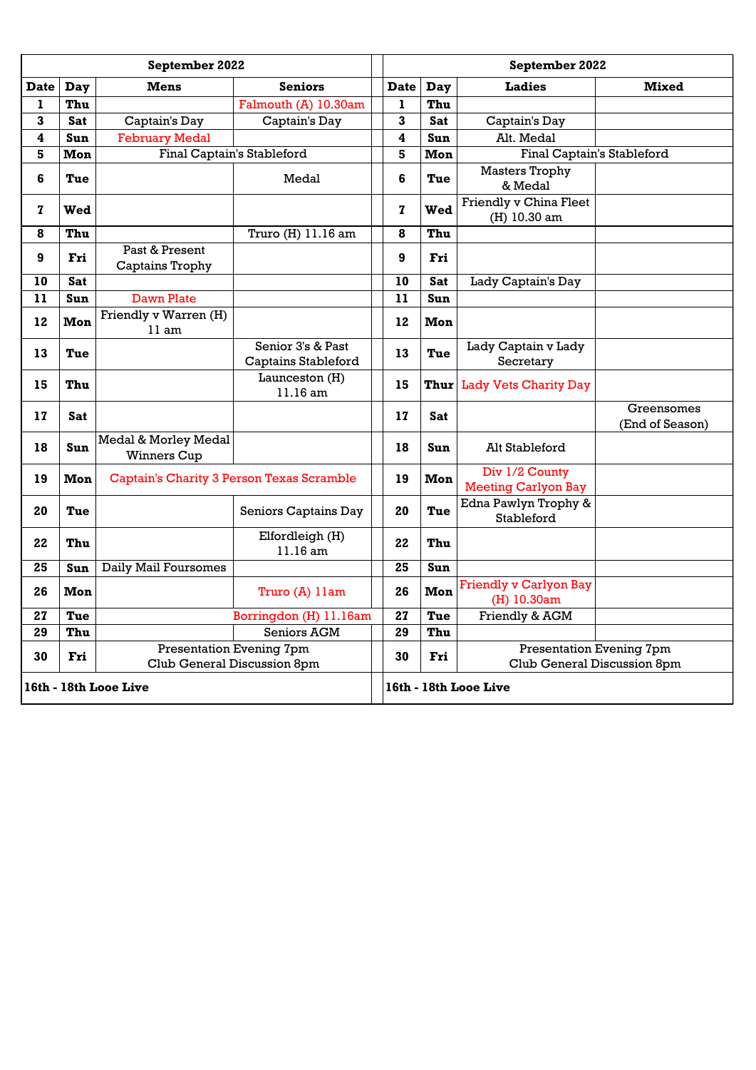| September 2022 | | | |
|---|---|---|---|
| **Date** | **Day** | **Mens** | **Seniors** |
| **1** | **Thu** | | Falmouth (A) 10.30am |
| **3** | **Sat** | Captain's Day | Captain's Day |
| **4** | **Sun** | February Medal | |
| **5** | **Mon** | Final Captain's Stableford | |
| **6** | **Tue** | | Medal |
| **7** | **Wed** | | |
| **8** | **Thu** | | Truro (H) 11.16 am |
| **9** | **Fri** | Past & Present Captains Trophy | |
| **10** | **Sat** | | |
| **11** | **Sun** | Dawn Plate | |
| **12** | **Mon** | Friendly v Warren (H) 11 am | |
| **13** | **Tue** | | Senior 3's & Past Captains Stableford |
| **15** | **Thu** | | Launceston (H) 11.16 am |
| **17** | **Sat** | | |
| **18** | **Sun** | Medal & Morley Medal Winners Cup | |
| **19** | **Mon** | Captain's Charity 3 Person Texas Scramble | |
| **20** | **Tue** | | Seniors Captains Day |
| **22** | **Thu** | | Elfordleigh (H) 11.16 am |
| **25** | **Sun** | Daily Mail Foursomes | |
| **26** | **Mon** | | Truro (A) 11am |
| **27** | **Tue** | | Borringdon (H) 11.16am |
| **29** | **Thu** | | Seniors AGM |
| **30** | **Fri** | Presentation Evening 7pm Club General Discussion 8pm | |
| **16th - 18th Looe Live** | | | |

| September 2022 | | | |
|---|---|---|---|
| **Date** | **Day** | **Ladies** | **Mixed** |
| **1** | **Thu** | | |
| **3** | **Sat** | Captain's Day | |
| **4** | **Sun** | Alt. Medal | |
| **5** | **Mon** | Final Captain's Stableford | |
| **6** | **Tue** | Masters Trophy & Medal | |
| **7** | **Wed** | Friendly v China Fleet (H) 10.30 am | |
| **8** | **Thu** | | |
| **9** | **Fri** | | |
| **10** | **Sat** | Lady Captain's Day | |
| **11** | **Sun** | | |
| **12** | **Mon** | | |
| **13** | **Tue** | Lady Captain v Lady Secretary | |
| **15** | **Thur** | Lady Vets Charity Day | |
| **17** | **Sat** | | Greensomes (End of Season) |
| **18** | **Sun** | Alt Stableford | |
| **19** | **Mon** | Div 1/2 County Meeting Carlyon Bay | |
| **20** | **Tue** | Edna Pawlyn Trophy & Stableford | |
| **22** | **Thu** | | |
| **25** | **Sun** | | |
| **26** | **Mon** | Friendly v Carlyon Bay (H) 10.30am | |
| **27** | **Tue** | Friendly & AGM | |
| **29** | **Thu** | | |
| **30** | **Fri** | Presentation Evening 7pm Club General Discussion 8pm | |
| **16th - 18th Looe Live** | | | |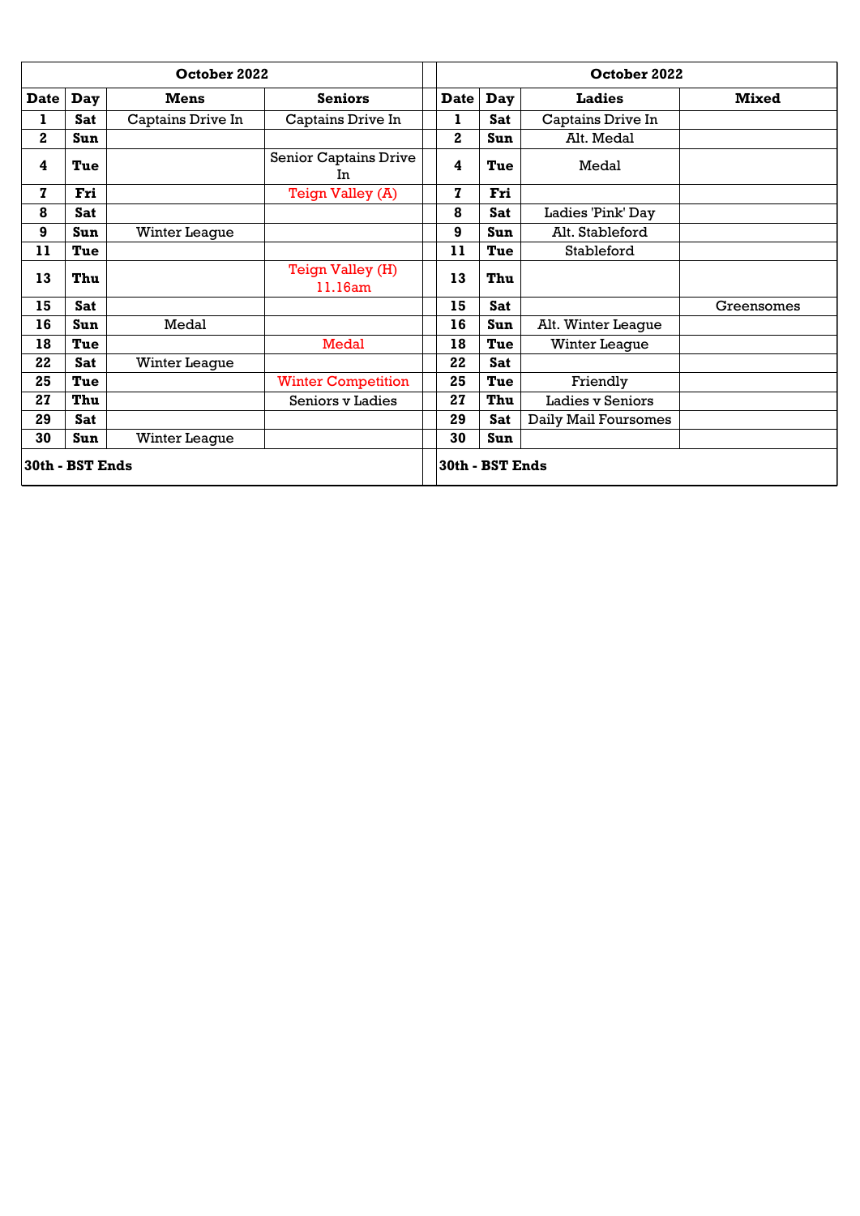| October 2022 | | | |
|---|---|---|---|
| **Date** | **Day** | **Mens** | **Seniors** |
| **1** | **Sat** | Captains Drive In | Captains Drive In |
| **2** | **Sun** | | |
| **4** | **Tue** | | Senior Captains Drive In |
| **7** | **Fri** | | Teign Valley (A) |
| **8** | **Sat** | | |
| **9** | **Sun** | Winter League | |
| **11** | **Tue** | | |
| **13** | **Thu** | | Teign Valley (H) 11.16am |
| **15** | **Sat** | | |
| **16** | **Sun** | Medal | |
| **18** | **Tue** | | Medal |
| **22** | **Sat** | Winter League | |
| **25** | **Tue** | | Winter Competition |
| **27** | **Thu** | | Seniors v Ladies |
| **29** | **Sat** | | |
| **30** | **Sun** | Winter League | |
| **30th - BST Ends** | | | |

| October 2022 | | | |
|---|---|---|---|
| **Date** | **Day** | **Ladies** | **Mixed** |
| **1** | **Sat** | Captains Drive In | |
| **2** | **Sun** | Alt. Medal | |
| **4** | **Tue** | Medal | |
| **7** | **Fri** | | |
| **8** | **Sat** | Ladies 'Pink' Day | |
| **9** | **Sun** | Alt. Stableford | |
| **11** | **Tue** | Stableford | |
| **13** | **Thu** | | |
| **15** | **Sat** | | Greensomes |
| **16** | **Sun** | Alt. Winter League | |
| **18** | **Tue** | Winter League | |
| **22** | **Sat** | | |
| **25** | **Tue** | Friendly | |
| **27** | **Thu** | Ladies v Seniors | |
| **29** | **Sat** | Daily Mail Foursomes | |
| **30** | **Sun** | | |
| **30th - BST Ends** | | | |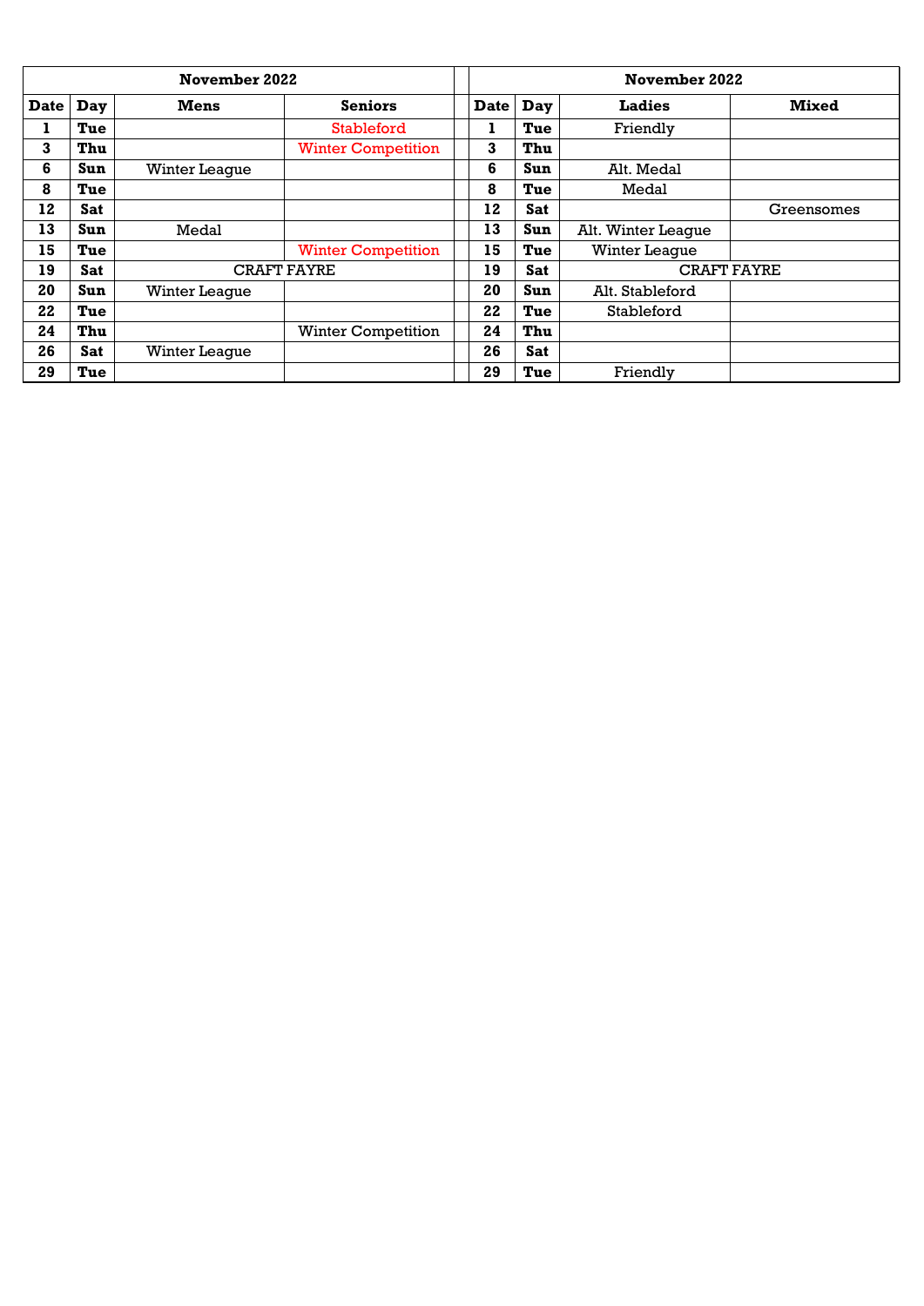| November 2022 | | | |
|---|---|---|---|
| **Date** | **Day** | **Mens** | **Seniors** |
| **1** | **Tue** | | Stableford |
| **3** | **Thu** | | Winter Competition |
| **6** | **Sun** | Winter League | |
| **8** | **Tue** | | |
| **12** | **Sat** | | |
| **13** | **Sun** | Medal | |
| **15** | **Tue** | | Winter Competition |
| **19** | **Sat** | CRAFT FAYRE | |
| **20** | **Sun** | Winter League | |
| **22** | **Tue** | | |
| **24** | **Thu** | | Winter Competition |
| **26** | **Sat** | Winter League | |
| **29** | **Tue** | | |

| November 2022 | | | |
|---|---|---|---|
| **Date** | **Day** | **Ladies** | **Mixed** |
| **1** | **Tue** | Friendly | |
| **3** | **Thu** | | |
| **6** | **Sun** | Alt. Medal | |
| **8** | **Tue** | Medal | |
| **12** | **Sat** | | Greensomes |
| **13** | **Sun** | Alt. Winter League | |
| **15** | **Tue** | Winter League | |
| **19** | **Sat** | CRAFT FAYRE | |
| **20** | **Sun** | Alt. Stableford | |
| **22** | **Tue** | Stableford | |
| **24** | **Thu** | | |
| **26** | **Sat** | | |
| **29** | **Tue** | Friendly | |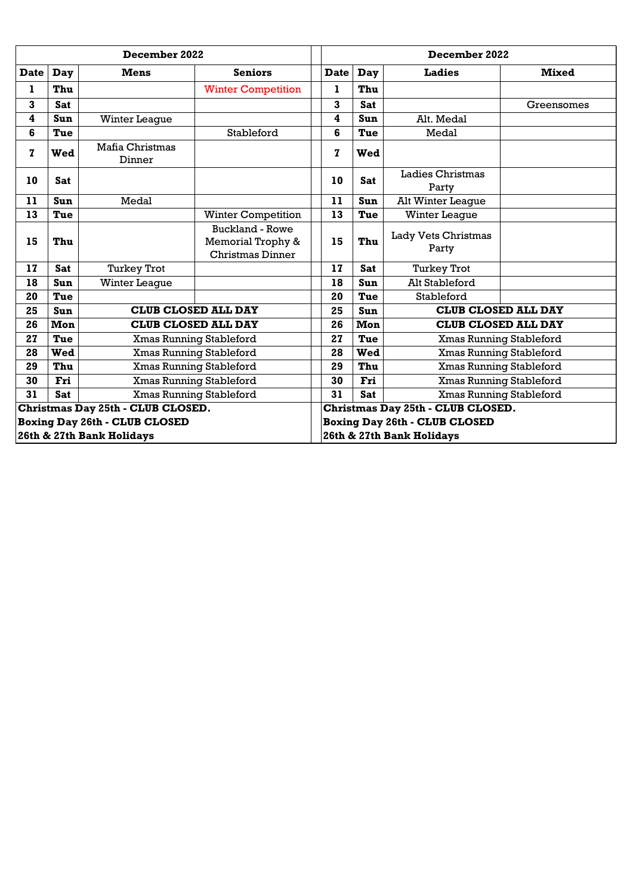| December 2022 | | | |
|---|---|---|---|
| **Date** | **Day** | **Mens** | **Seniors** |
| **1** | **Thu** | | Winter Competition |
| **3** | **Sat** | | |
| **4** | **Sun** | Winter League | |
| **6** | **Tue** | | Stableford |
| **7** | **Wed** | Mafia Christmas Dinner | |
| **10** | **Sat** | | |
| **11** | **Sun** | Medal | |
| **13** | **Tue** | | Winter Competition |
| **15** | **Thu** | | Buckland - Rowe Memorial Trophy & Christmas Dinner |
| **17** | **Sat** | Turkey Trot | |
| **18** | **Sun** | Winter League | |
| **20** | **Tue** | | |
| **25** | **Sun** | **CLUB CLOSED ALL DAY** | |
| **26** | **Mon** | **CLUB CLOSED ALL DAY** | |
| **27** | **Tue** | Xmas Running Stableford | |
| **28** | **Wed** | Xmas Running Stableford | |
| **29** | **Thu** | Xmas Running Stableford | |
| **30** | **Fri** | Xmas Running Stableford | |
| **31** | **Sat** | Xmas Running Stableford | |

**Christmas Day 25th - CLUB CLOSED.**
**Boxing Day 26th - CLUB CLOSED**
**26th & 27th Bank Holidays**

| December 2022 | | | |
|---|---|---|---|
| **Date** | **Day** | **Ladies** | **Mixed** |
| **1** | **Thu** | | |
| **3** | **Sat** | | Greensomes |
| **4** | **Sun** | Alt. Medal | |
| **6** | **Tue** | Medal | |
| **7** | **Wed** | | |
| **10** | **Sat** | Ladies Christmas Party | |
| **11** | **Sun** | Alt Winter League | |
| **13** | **Tue** | Winter League | |
| **15** | **Thu** | Lady Vets Christmas Party | |
| **17** | **Sat** | Turkey Trot | |
| **18** | **Sun** | Alt Stableford | |
| **20** | **Tue** | Stableford | |
| **25** | **Sun** | **CLUB CLOSED ALL DAY** | |
| **26** | **Mon** | **CLUB CLOSED ALL DAY** | |
| **27** | **Tue** | Xmas Running Stableford | |
| **28** | **Wed** | Xmas Running Stableford | |
| **29** | **Thu** | Xmas Running Stableford | |
| **30** | **Fri** | Xmas Running Stableford | |
| **31** | **Sat** | Xmas Running Stableford | |

**Christmas Day 25th - CLUB CLOSED.**
**Boxing Day 26th - CLUB CLOSED**
**26th & 27th Bank Holidays**